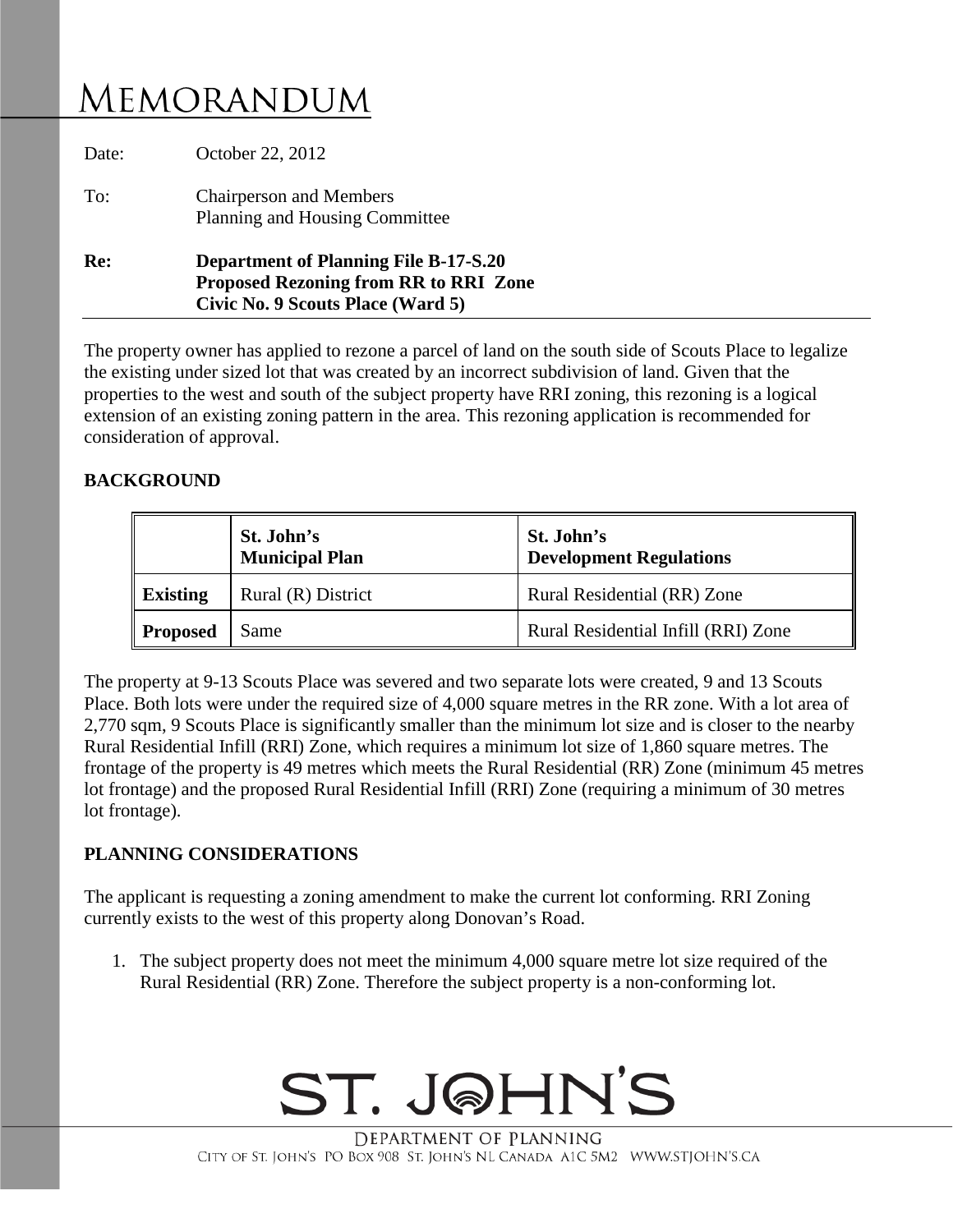# MEMORANDUM

Date: October 22, 2012

To: Chairperson and Members
Planning and Housing Committee

**Re: Department of Planning File B-17-S.20**
**Proposed Rezoning from RR to RRI Zone**
**Civic No. 9 Scouts Place (Ward 5)**

The property owner has applied to rezone a parcel of land on the south side of Scouts Place to legalize the existing under sized lot that was created by an incorrect subdivision of land. Given that the properties to the west and south of the subject property have RRI zoning, this rezoning is a logical extension of an existing zoning pattern in the area. This rezoning application is recommended for consideration of approval.

## BACKGROUND

| | St. John's Municipal Plan | St. John's Development Regulations |
|---|---|---|
| **Existing** | Rural (R) District | Rural Residential (RR) Zone |
| **Proposed** | Same | Rural Residential Infill (RRI) Zone |

The property at 9-13 Scouts Place was severed and two separate lots were created, 9 and 13 Scouts Place. Both lots were under the required size of 4,000 square metres in the RR zone. With a lot area of 2,770 sqm, 9 Scouts Place is significantly smaller than the minimum lot size and is closer to the nearby Rural Residential Infill (RRI) Zone, which requires a minimum lot size of 1,860 square metres. The frontage of the property is 49 metres which meets the Rural Residential (RR) Zone (minimum 45 metres lot frontage) and the proposed Rural Residential Infill (RRI) Zone (requiring a minimum of 30 metres lot frontage).

## PLANNING CONSIDERATIONS

The applicant is requesting a zoning amendment to make the current lot conforming. RRI Zoning currently exists to the west of this property along Donovan's Road.

1. The subject property does not meet the minimum 4,000 square metre lot size required of the Rural Residential (RR) Zone. Therefore the subject property is a non-conforming lot.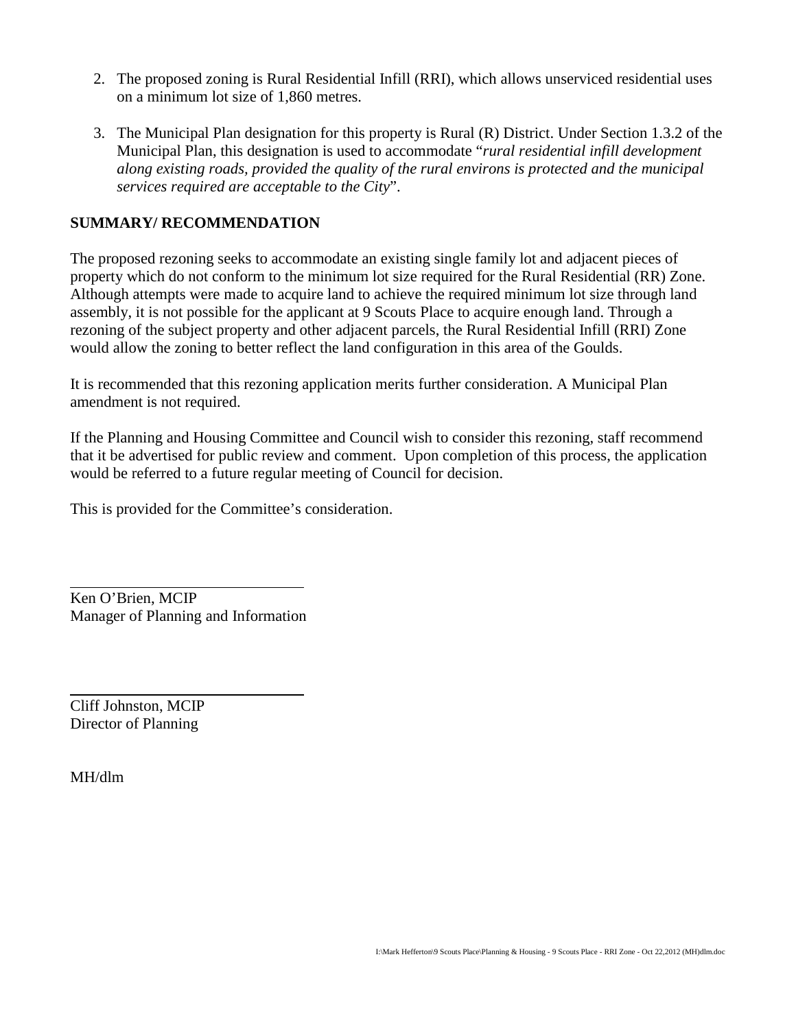2. The proposed zoning is Rural Residential Infill (RRI), which allows unserviced residential uses on a minimum lot size of 1,860 metres.

3. The Municipal Plan designation for this property is Rural (R) District. Under Section 1.3.2 of the Municipal Plan, this designation is used to accommodate "*rural residential infill development along existing roads, provided the quality of the rural environs is protected and the municipal services required are acceptable to the City*".

**SUMMARY/ RECOMMENDATION**

The proposed rezoning seeks to accommodate an existing single family lot and adjacent pieces of property which do not conform to the minimum lot size required for the Rural Residential (RR) Zone. Although attempts were made to acquire land to achieve the required minimum lot size through land assembly, it is not possible for the applicant at 9 Scouts Place to acquire enough land. Through a rezoning of the subject property and other adjacent parcels, the Rural Residential Infill (RRI) Zone would allow the zoning to better reflect the land configuration in this area of the Goulds.

It is recommended that this rezoning application merits further consideration. A Municipal Plan amendment is not required.

If the Planning and Housing Committee and Council wish to consider this rezoning, staff recommend that it be advertised for public review and comment. Upon completion of this process, the application would be referred to a future regular meeting of Council for decision.

This is provided for the Committee's consideration.

Ken O'Brien, MCIP
Manager of Planning and Information

Cliff Johnston, MCIP
Director of Planning

MH/dlm

I:\Mark Hefferton\9 Scouts Place\Planning & Housing - 9 Scouts Place - RRI Zone - Oct 22,2012 (MH)dlm.doc